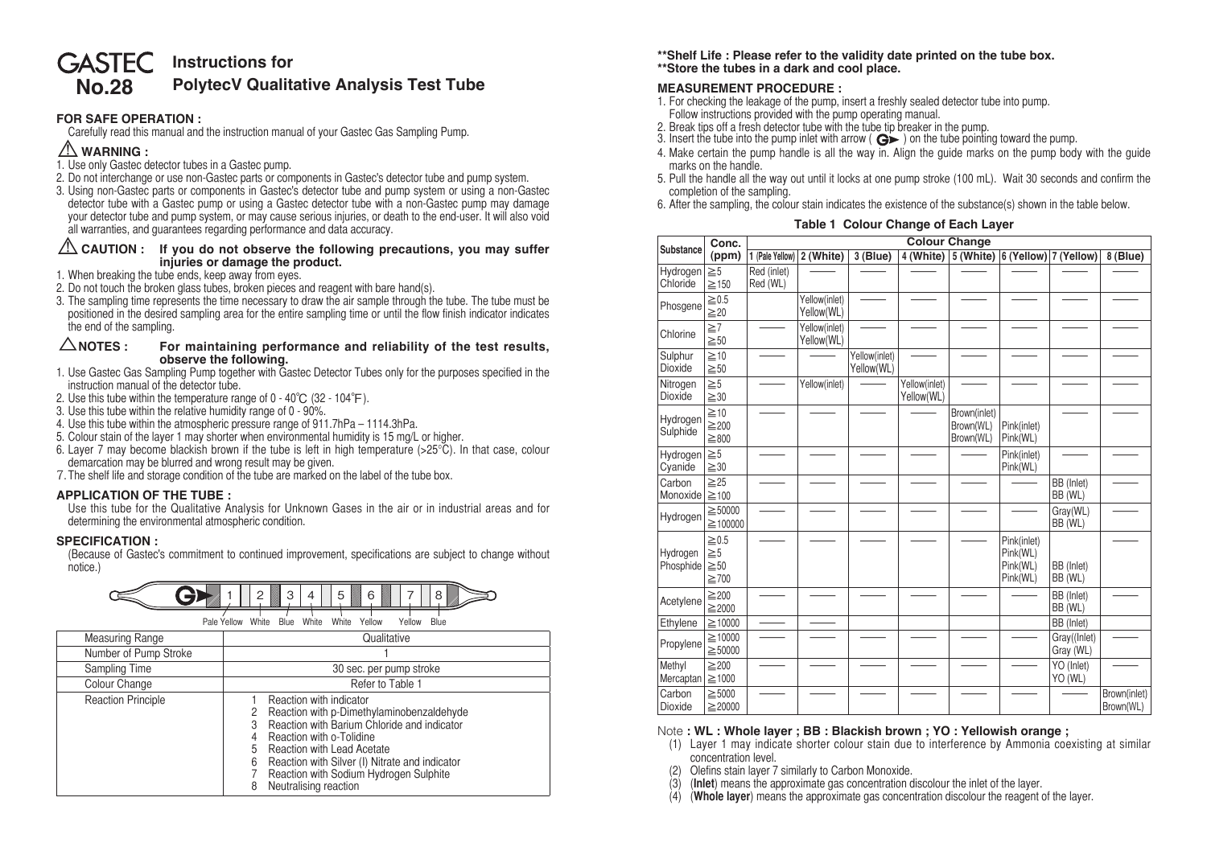# GASTEC No.28

## Instructions for PolytecV Qualitative Analysis Test Tube

### FOR SAFE OPERATION :

Carefully read this manual and the instruction manual of your Gastec Gas Sampling Pump.

### ⚠ WARNING :

1. Use only Gastec detector tubes in a Gastec pump.
2. Do not interchange or use non-Gastec parts or components in Gastec's detector tube and pump system.
3. Using non-Gastec parts or components in Gastec's detector tube and pump system or using a non-Gastec detector tube with a Gastec pump or using a Gastec detector tube with a non-Gastec pump may damage your detector tube and pump system, or may cause serious injuries, or death to the end-user. It will also void all warranties, and guarantees regarding performance and data accuracy.

### ⚠ CAUTION : If you do not observe the following precautions, you may suffer injuries or damage the product.

1. When breaking the tube ends, keep away from eyes.
2. Do not touch the broken glass tubes, broken pieces and reagent with bare hand(s).
3. The sampling time represents the time necessary to draw the air sample through the tube. The tube must be positioned in the desired sampling area for the entire sampling time or until the flow finish indicator indicates the end of the sampling.

### △NOTES : For maintaining performance and reliability of the test results, observe the following.

1. Use Gastec Gas Sampling Pump together with Gastec Detector Tubes only for the purposes specified in the instruction manual of the detector tube.
2. Use this tube within the temperature range of 0 - 40℃ (32 - 104℉).
3. Use this tube within the relative humidity range of 0 - 90%.
4. Use this tube within the atmospheric pressure range of 911.7hPa – 1114.3hPa.
5. Colour stain of the layer 1 may shorter when environmental humidity is 15 mg/L or higher.
6. Layer 7 may become blackish brown if the tube is left in high temperature (>25℃). In that case, colour demarcation may be blurred and wrong result may be given.
7. The shelf life and storage condition of the tube are marked on the label of the tube box.

### APPLICATION OF THE TUBE :

Use this tube for the Qualitative Analysis for Unknown Gases in the air or in industrial areas and for determining the environmental atmospheric condition.

### SPECIFICATION :

(Because of Gastec's commitment to continued improvement, specifications are subject to change without notice.)

Tube layers: 1 Pale Yellow, 2 White, 3 Blue, 4 White, 5 White, 6 Yellow, 7 Yellow, 8 Blue

| Measuring Range | Qualitative |
|---|---|
| Number of Pump Stroke | 1 |
| Sampling Time | 30 sec. per pump stroke |
| Colour Change | Refer to Table 1 |
| Reaction Principle | 1 Reaction with indicator<br>2 Reaction with p-Dimethylaminobenzaldehyde<br>3 Reaction with Barium Chloride and indicator<br>4 Reaction with o-Tolidine<br>5 Reaction with Lead Acetate<br>6 Reaction with Silver (I) Nitrate and indicator<br>7 Reaction with Sodium Hydrogen Sulphite<br>8 Neutralising reaction |

**\*\*Shelf Life : Please refer to the validity date printed on the tube box.**
**\*\*Store the tubes in a dark and cool place.**

### MEASUREMENT PROCEDURE :

1. For checking the leakage of the pump, insert a freshly sealed detector tube into pump. Follow instructions provided with the pump operating manual.
2. Break tips off a fresh detector tube with the tube tip breaker in the pump.
3. Insert the tube into the pump inlet with arrow ( G► ) on the tube pointing toward the pump.
4. Make certain the pump handle is all the way in. Align the guide marks on the pump body with the guide marks on the handle.
5. Pull the handle all the way out until it locks at one pump stroke (100 mL). Wait 30 seconds and confirm the completion of the sampling.
6. After the sampling, the colour stain indicates the existence of the substance(s) shown in the table below.

**Table 1 Colour Change of Each Layer**

| Substance | Conc. (ppm) | 1 (Pale Yellow) | 2 (White) | 3 (Blue) | 4 (White) | 5 (White) | 6 (Yellow) | 7 (Yellow) | 8 (Blue) |
|---|---|---|---|---|---|---|---|---|---|
| Hydrogen Chloride | ≧5<br>≧150 | Red (inlet)<br>Red (WL) | — | — | — | — | — | — | — |
| Phosgene | ≧0.5<br>≧20 | | Yellow(inlet)<br>Yellow(WL) | — | — | — | — | — | — |
| Chlorine | ≧7<br>≧50 | — | Yellow(inlet)<br>Yellow(WL) | — | — | — | — | — | — |
| Sulphur Dioxide | ≧10<br>≧50 | — | — | Yellow(inlet)<br>Yellow(WL) | — | — | — | — | — |
| Nitrogen Dioxide | ≧5<br>≧30 | — | Yellow(inlet) | — | Yellow(inlet)<br>Yellow(WL) | — | — | — | — |
| Hydrogen Sulphide | ≧10<br>≧200<br>≧800 | — | — | — | — | Brown(inlet)<br>Brown(WL)<br>Brown(WL) | Pink(inlet)<br>Pink(WL) | — | — |
| Hydrogen Cyanide | ≧5<br>≧30 | — | — | — | — | — | Pink(inlet)<br>Pink(WL) | — | — |
| Carbon Monoxide | ≧25<br>≧100 | — | — | — | — | — | — | BB (Inlet)<br>BB (WL) | — |
| Hydrogen | ≧50000<br>≧100000 | — | — | — | — | — | — | Gray(WL)<br>BB (WL) | — |
| Hydrogen Phosphide | ≧0.5<br>≧5<br>≧50<br>≧700 | — | — | — | — | — | Pink(inlet)<br>Pink(WL)<br>Pink(WL)<br>Pink(WL) | BB (Inlet)<br>BB (WL) | — |
| Acetylene | ≧200<br>≧2000 | — | — | — | — | — | — | BB (Inlet)<br>BB (WL) | — |
| Ethylene | ≧10000 | — | — | | | | | BB (Inlet) | |
| Propylene | ≧10000<br>≧50000 | — | — | — | — | — | — | Gray((Inlet)<br>Gray (WL) | — |
| Methyl Mercaptan | ≧200<br>≧1000 | — | — | — | — | — | — | YO (Inlet)<br>YO (WL) | — |
| Carbon Dioxide | ≧5000<br>≧20000 | — | — | — | — | — | — | — | Brown(inlet)<br>Brown(WL) |

Note **: WL : Whole layer ; BB : Blackish brown ; YO : Yellowish orange ;**

1. Layer 1 may indicate shorter colour stain due to interference by Ammonia coexisting at similar concentration level.
2. Olefins stain layer 7 similarly to Carbon Monoxide.
3. (**Inlet**) means the approximate gas concentration discolour the inlet of the layer.
4. (**Whole layer**) means the approximate gas concentration discolour the reagent of the layer.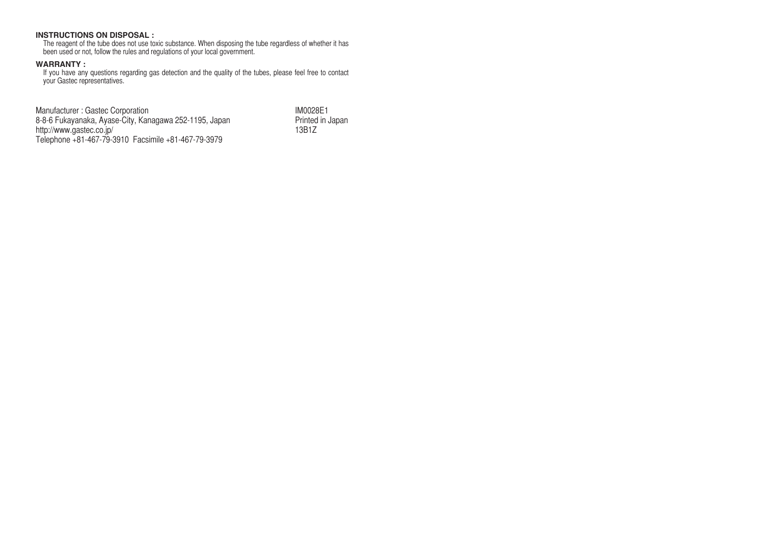**INSTRUCTIONS ON DISPOSAL :**

The reagent of the tube does not use toxic substance. When disposing the tube regardless of whether it has been used or not, follow the rules and regulations of your local government.

**WARRANTY :**

If you have any questions regarding gas detection and the quality of the tubes, please feel free to contact your Gastec representatives.

Manufacturer : Gastec Corporation
8-8-6 Fukayanaka, Ayase-City, Kanagawa 252-1195, Japan
http://www.gastec.co.jp/
Telephone +81-467-79-3910 Facsimile +81-467-79-3979

IM0028E1
Printed in Japan
13B1Z